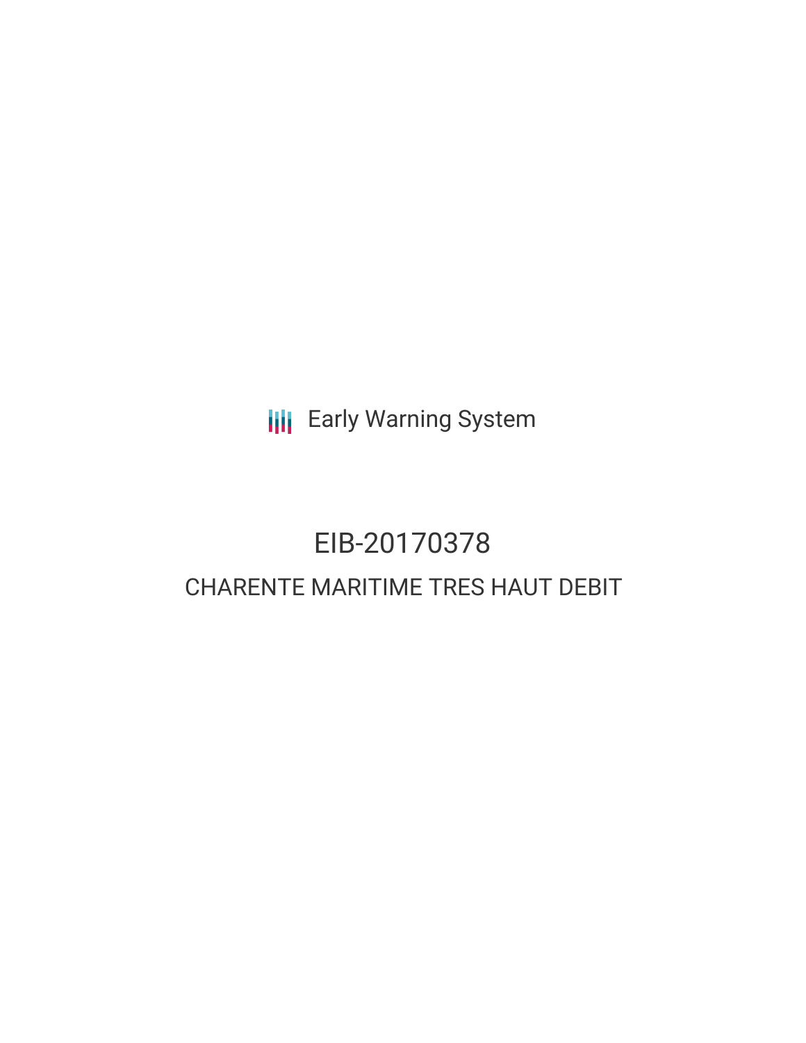Early Warning System

# EIB-20170378

## CHARENTE MARITIME TRES HAUT DEBIT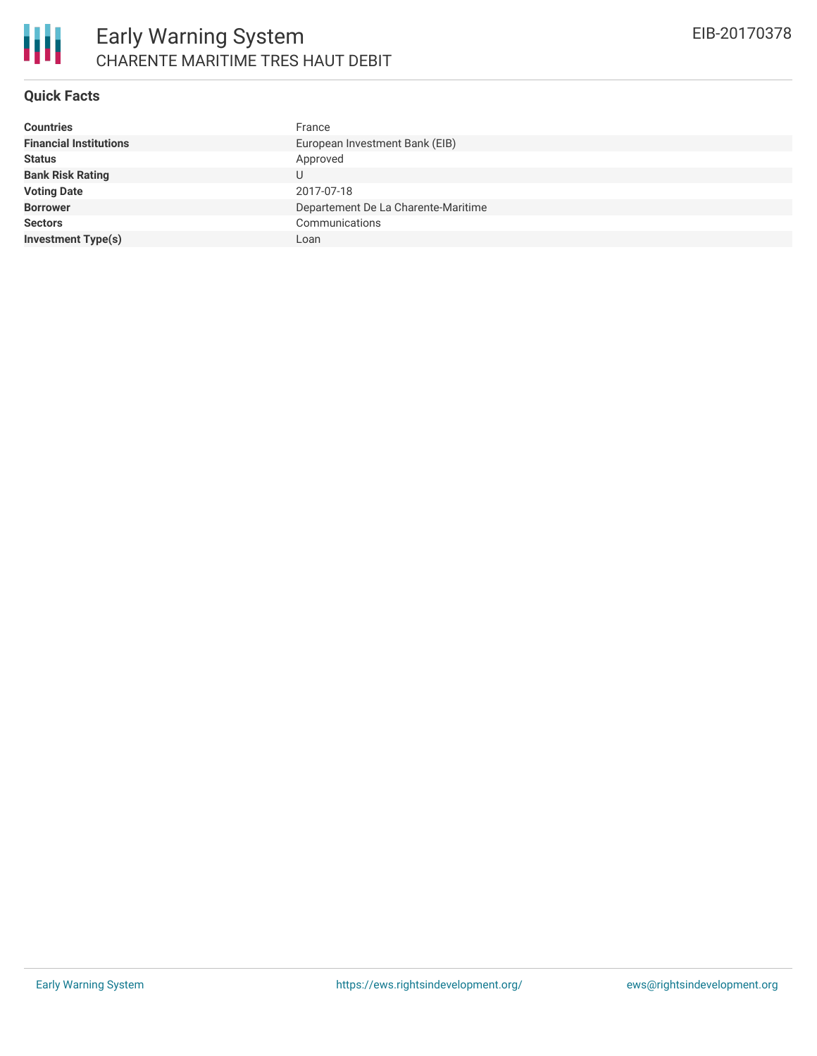# Early Warning System

CHARENTE MARITIME TRES HAUT DEBIT

EIB-20170378

## Quick Facts

| | |
|---|---|
| **Countries** | France |
| **Financial Institutions** | European Investment Bank (EIB) |
| **Status** | Approved |
| **Bank Risk Rating** | U |
| **Voting Date** | 2017-07-18 |
| **Borrower** | Departement De La Charente-Maritime |
| **Sectors** | Communications |
| **Investment Type(s)** | Loan |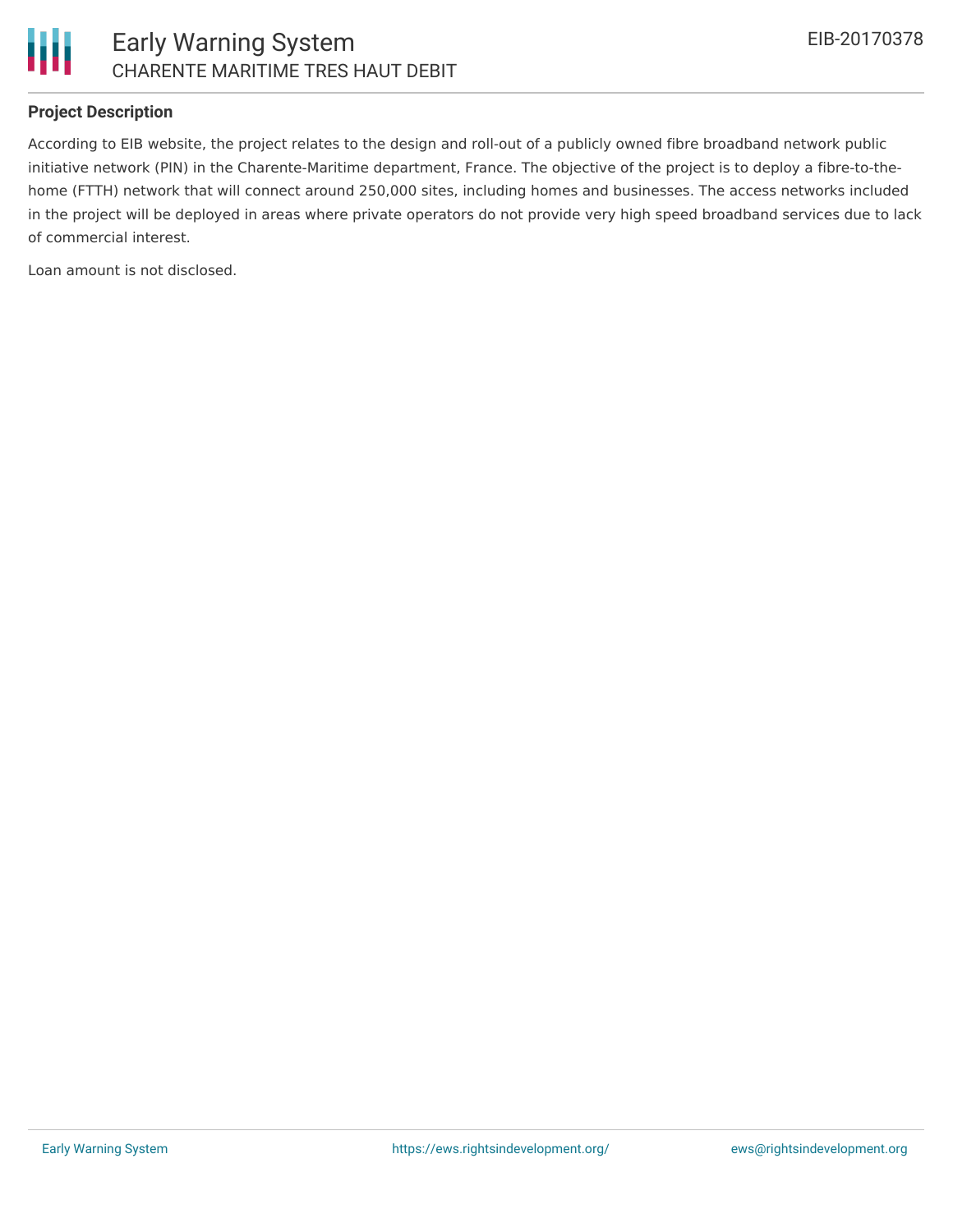### Project Description

According to EIB website, the project relates to the design and roll-out of a publicly owned fibre broadband network public initiative network (PIN) in the Charente-Maritime department, France. The objective of the project is to deploy a fibre-to-the-home (FTTH) network that will connect around 250,000 sites, including homes and businesses. The access networks included in the project will be deployed in areas where private operators do not provide very high speed broadband services due to lack of commercial interest.

Loan amount is not disclosed.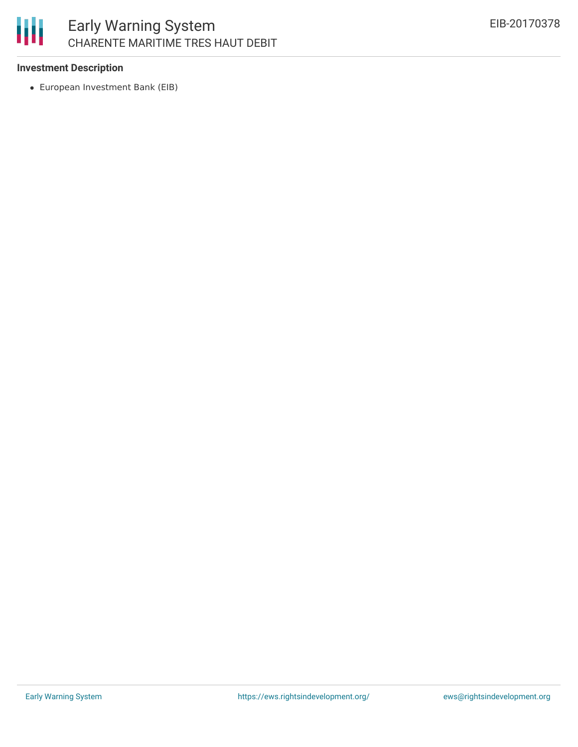**Investment Description**

- European Investment Bank (EIB)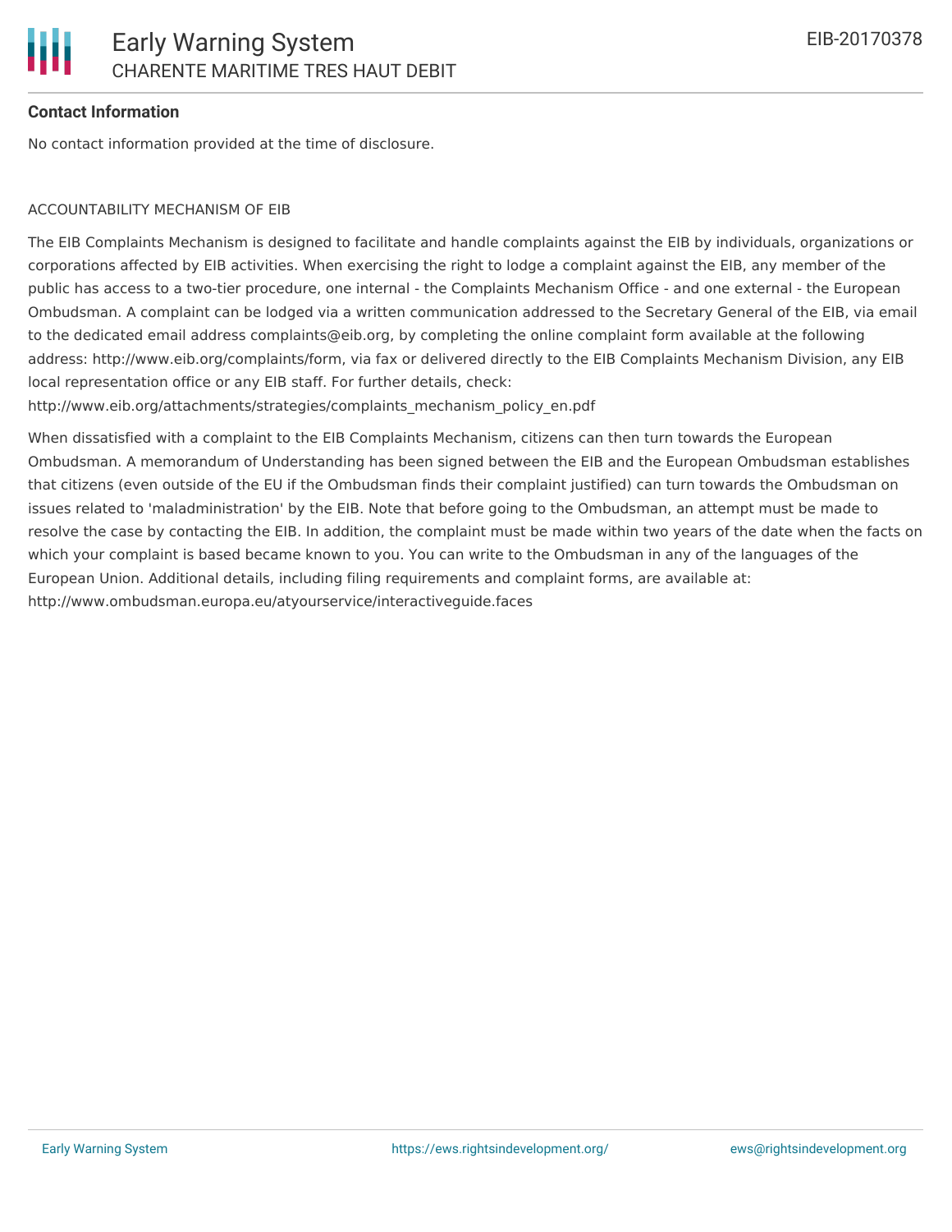**Contact Information**

No contact information provided at the time of disclosure.

ACCOUNTABILITY MECHANISM OF EIB

The EIB Complaints Mechanism is designed to facilitate and handle complaints against the EIB by individuals, organizations or corporations affected by EIB activities. When exercising the right to lodge a complaint against the EIB, any member of the public has access to a two-tier procedure, one internal - the Complaints Mechanism Office - and one external - the European Ombudsman. A complaint can be lodged via a written communication addressed to the Secretary General of the EIB, via email to the dedicated email address complaints@eib.org, by completing the online complaint form available at the following address: http://www.eib.org/complaints/form, via fax or delivered directly to the EIB Complaints Mechanism Division, any EIB local representation office or any EIB staff. For further details, check: http://www.eib.org/attachments/strategies/complaints_mechanism_policy_en.pdf

When dissatisfied with a complaint to the EIB Complaints Mechanism, citizens can then turn towards the European Ombudsman. A memorandum of Understanding has been signed between the EIB and the European Ombudsman establishes that citizens (even outside of the EU if the Ombudsman finds their complaint justified) can turn towards the Ombudsman on issues related to 'maladministration' by the EIB. Note that before going to the Ombudsman, an attempt must be made to resolve the case by contacting the EIB. In addition, the complaint must be made within two years of the date when the facts on which your complaint is based became known to you. You can write to the Ombudsman in any of the languages of the European Union. Additional details, including filing requirements and complaint forms, are available at: http://www.ombudsman.europa.eu/atyourservice/interactiveguide.faces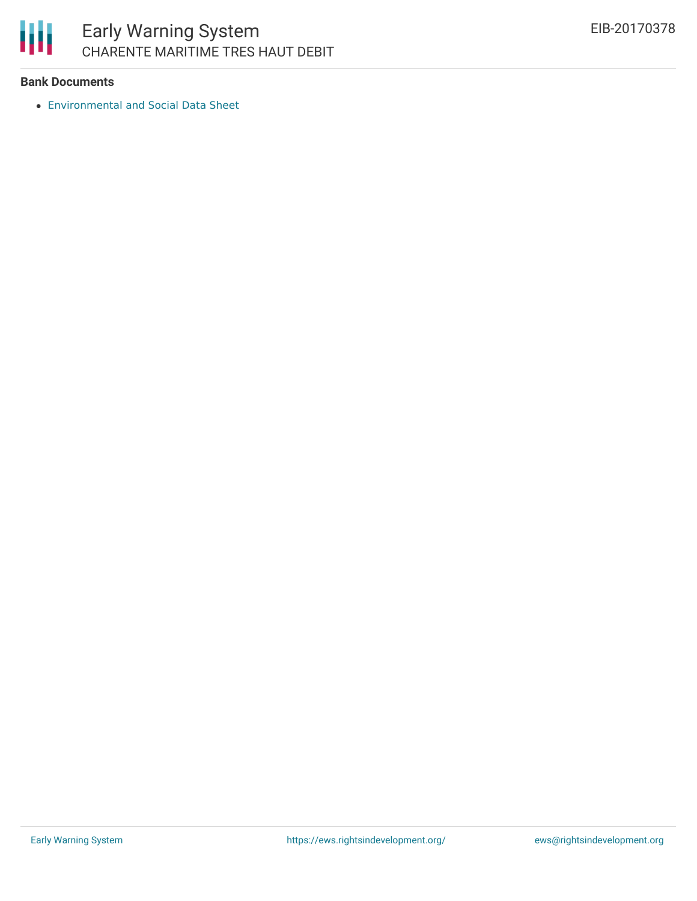**Bank Documents**

- Environmental and Social Data Sheet